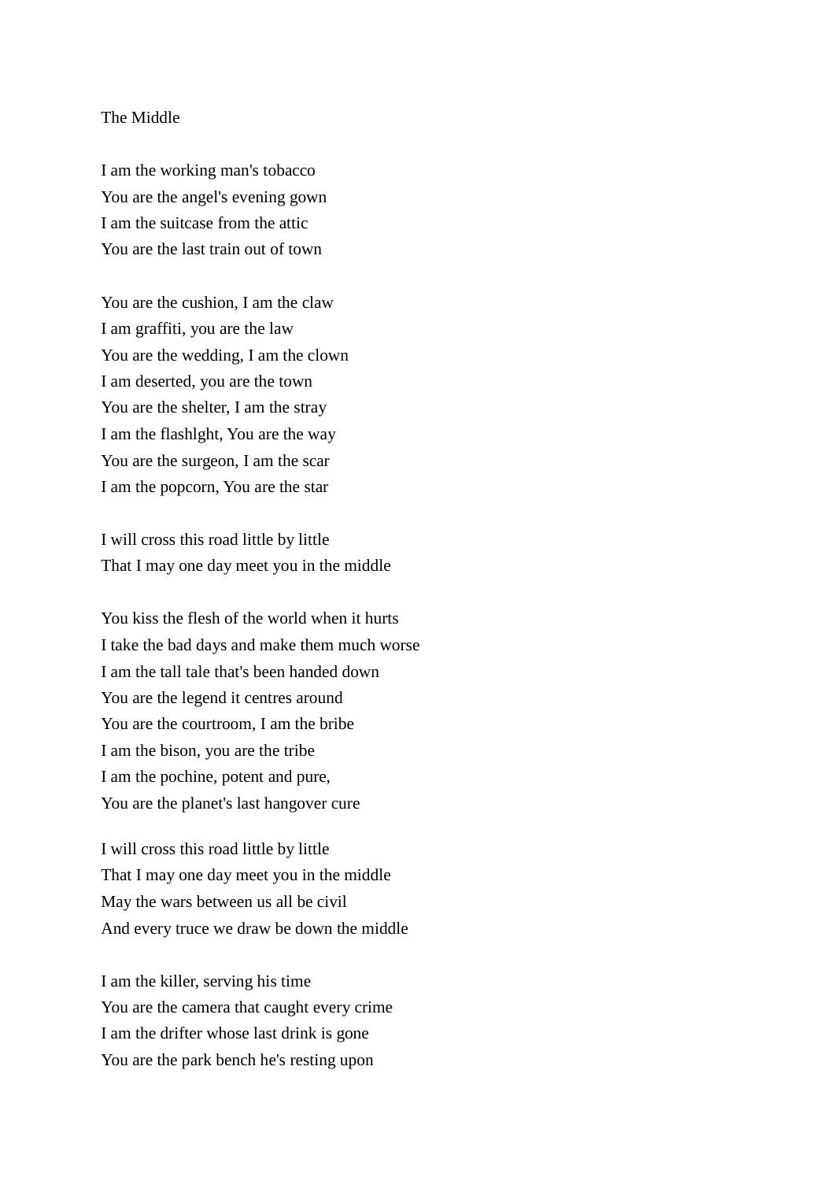The Middle

I am the working man's tobacco
You are the angel's evening gown
I am the suitcase from the attic
You are the last train out of town

You are the cushion, I am the claw
I am graffiti, you are the law
You are the wedding, I am the clown
I am deserted, you are the town
You are the shelter, I am the stray
I am the flashlght, You are the way
You are the surgeon, I am the scar
I am the popcorn, You are the star

I will cross this road little by little
That I may one day meet you in the middle

You kiss the flesh of the world when it hurts
I take the bad days and make them much worse
I am the tall tale that's been handed down
You are the legend it centres around
You are the courtroom, I am the bribe
I am the bison, you are the tribe
I am the pochine, potent and pure,
You are the planet's last hangover cure

I will cross this road little by little
That I may one day meet you in the middle
May the wars between us all be civil
And every truce we draw be down the middle

I am the killer, serving his time
You are the camera that caught every crime
I am the drifter whose last drink is gone
You are the park bench he's resting upon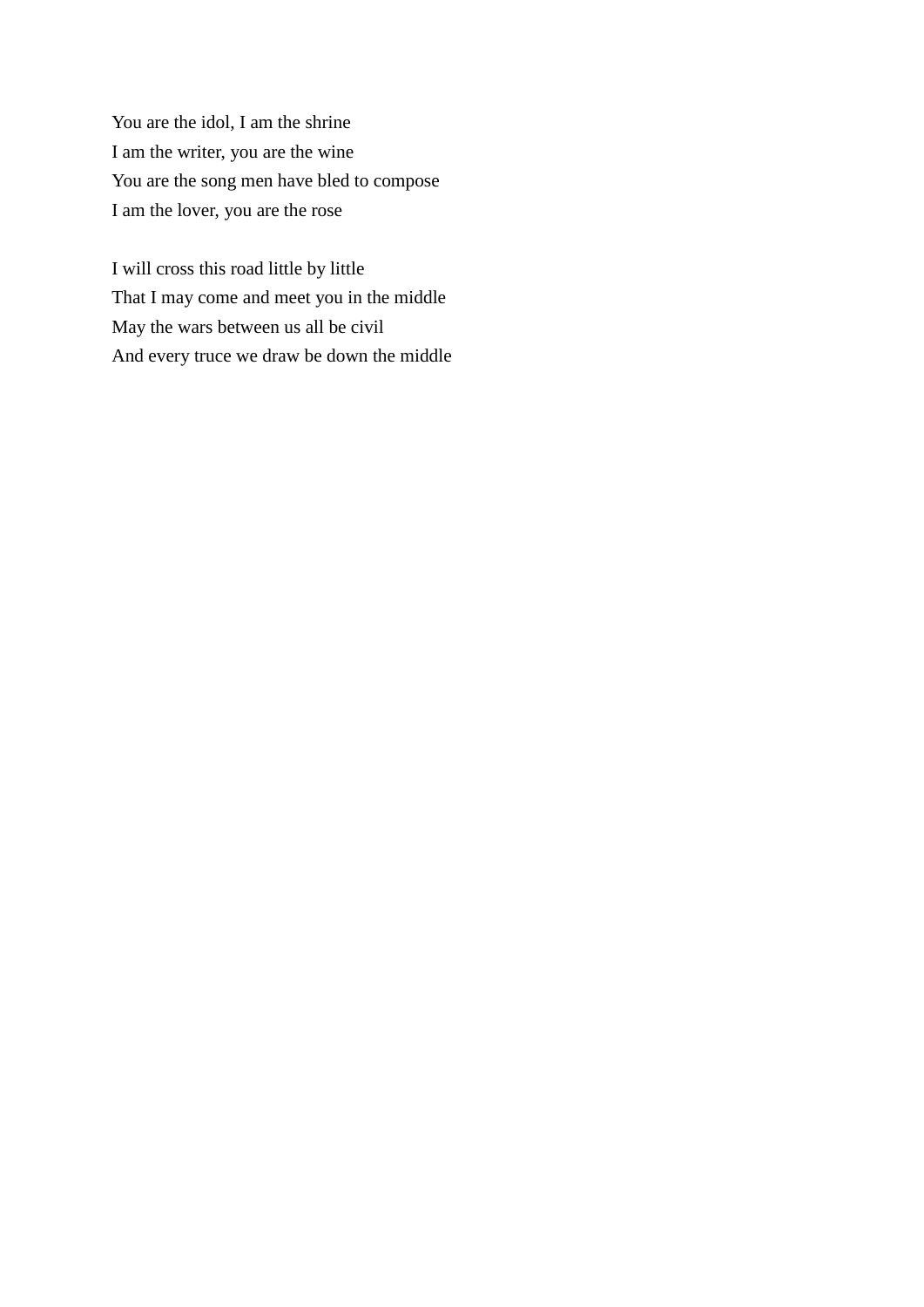You are the idol, I am the shrine  
I am the writer, you are the wine  
You are the song men have bled to compose  
I am the lover, you are the rose

I will cross this road little by little  
That I may come and meet you in the middle  
May the wars between us all be civil  
And every truce we draw be down the middle